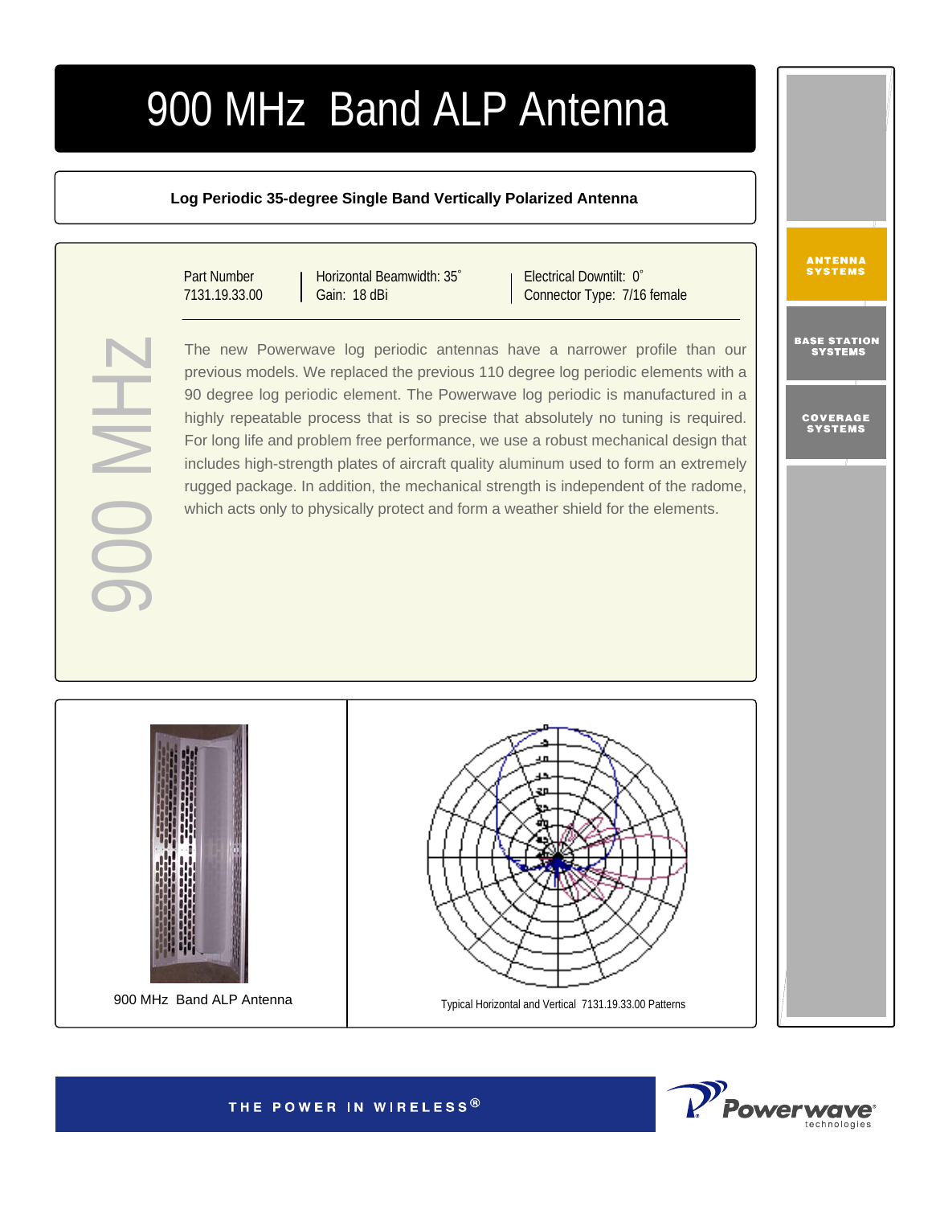# 900 MHz Band ALP Antenna

**Log Periodic 35-degree Single Band Vertically Polarized Antenna**

ANTENNA SYSTEMS

BASE STATION SYSTEMS

COVERAGE SYSTEMS

900 MHz

| Part Number | Horizontal Beamwidth: 35˚ | Electrical Downtilt: 0˚ |
|---|---|---|
| 7131.19.33.00 | Gain: 18 dBi | Connector Type: 7/16 female |

The new Powerwave log periodic antennas have a narrower profile than our previous models. We replaced the previous 110 degree log periodic elements with a 90 degree log periodic element. The Powerwave log periodic is manufactured in a highly repeatable process that is so precise that absolutely no tuning is required. For long life and problem free performance, we use a robust mechanical design that includes high-strength plates of aircraft quality aluminum used to form an extremely rugged package. In addition, the mechanical strength is independent of the radome, which acts only to physically protect and form a weather shield for the elements.

900 MHz Band ALP Antenna

Typical Horizontal and Vertical 7131.19.33.00 Patterns

THE POWER IN WIRELESS®

Powerwave technologies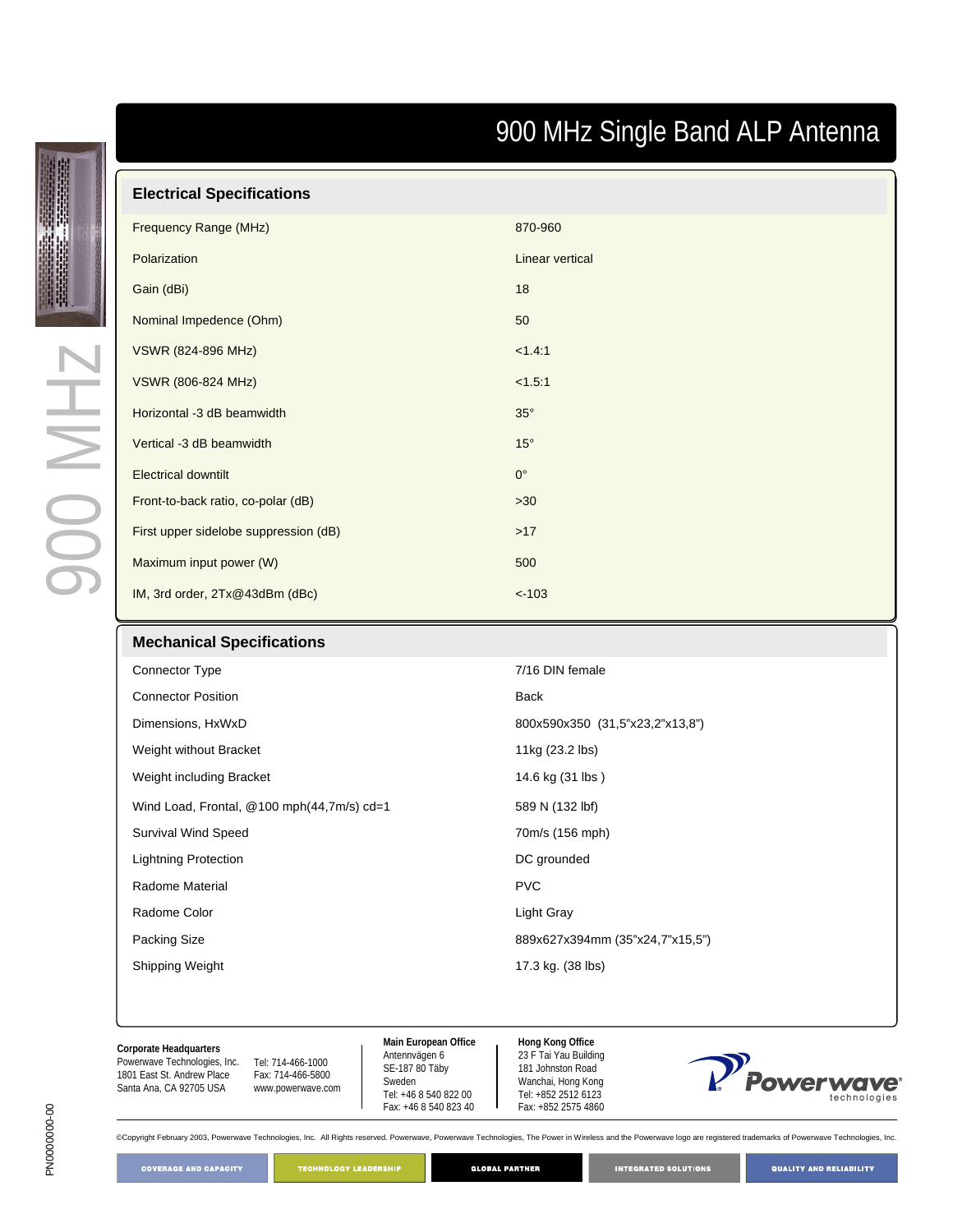# 900 MHz Single Band ALP Antenna

900 MHz

| Electrical Specifications | |
|---|---|
| Frequency Range (MHz) | 870-960 |
| Polarization | Linear vertical |
| Gain (dBi) | 18 |
| Nominal Impedence (Ohm) | 50 |
| VSWR (824-896 MHz) | <1.4:1 |
| VSWR (806-824 MHz) | <1.5:1 |
| Horizontal -3 dB beamwidth | 35° |
| Vertical -3 dB beamwidth | 15° |
| Electrical downtilt | 0° |
| Front-to-back ratio, co-polar (dB) | >30 |
| First upper sidelobe suppression (dB) | >17 |
| Maximum input power (W) | 500 |
| IM, 3rd order, 2Tx@43dBm (dBc) | <-103 |

| Mechanical Specifications | |
|---|---|
| Connector Type | 7/16 DIN female |
| Connector Position | Back |
| Dimensions, HxWxD | 800x590x350 (31,5"x23,2"x13,8") |
| Weight without Bracket | 11kg (23.2 lbs) |
| Weight including Bracket | 14.6 kg (31 lbs ) |
| Wind Load, Frontal, @100 mph(44,7m/s) cd=1 | 589 N (132 lbf) |
| Survival Wind Speed | 70m/s (156 mph) |
| Lightning Protection | DC grounded |
| Radome Material | PVC |
| Radome Color | Light Gray |
| Packing Size | 889x627x394mm (35"x24,7"x15,5") |
| Shipping Weight | 17.3 kg. (38 lbs) |

**Corporate Headquarters**
Powerwave Technologies, Inc.
1801 East St. Andrew Place
Santa Ana, CA 92705 USA
Tel: 714-466-1000
Fax: 714-466-5800
www.powerwave.com

**Main European Office**
Antennvägen 6
SE-187 80 Täby
Sweden
Tel: +46 8 540 822 00
Fax: +46 8 540 823 40

**Hong Kong Office**
23 F Tai Yau Building
181 Johnston Road
Wanchai, Hong Kong
Tel: +852 2512 6123
Fax: +852 2575 4860

Powerwave technologies

©Copyright February 2003, Powerwave Technologies, Inc. All Rights reserved. Powerwave, Powerwave Technologies, The Power in Wireless and the Powerwave logo are registered trademarks of Powerwave Technologies, Inc.

COVERAGE AND CAPACITY | TECHNOLOGY LEADERSHIP | GLOBAL PARTNER | INTEGRATED SOLUTIONS | QUALITY AND RELIABILITY

PN000000-00